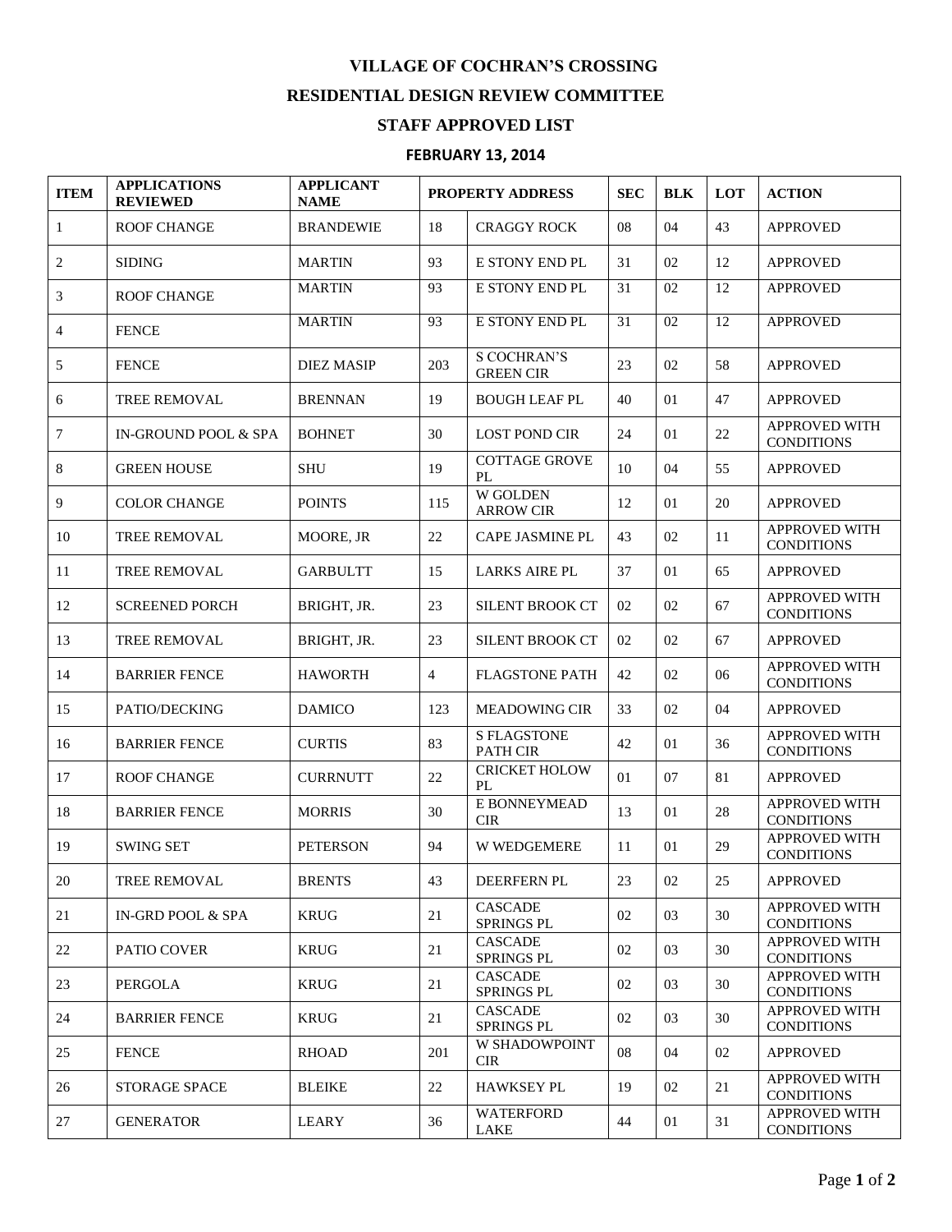# VILLAGE OF COCHRAN'S CROSSING

## RESIDENTIAL DESIGN REVIEW COMMITTEE

## STAFF APPROVED LIST

### FEBRUARY 13, 2014

| ITEM | APPLICATIONS REVIEWED | APPLICANT NAME | PROPERTY ADDRESS | | SEC | BLK | LOT | ACTION |
|---|---|---|---|---|---|---|---|---|
| 1 | ROOF CHANGE | BRANDEWIE | 18 | CRAGGY ROCK | 08 | 04 | 43 | APPROVED |
| 2 | SIDING | MARTIN | 93 | E STONY END PL | 31 | 02 | 12 | APPROVED |
| 3 | ROOF CHANGE | MARTIN | 93 | E STONY END PL | 31 | 02 | 12 | APPROVED |
| 4 | FENCE | MARTIN | 93 | E STONY END PL | 31 | 02 | 12 | APPROVED |
| 5 | FENCE | DIEZ MASIP | 203 | S COCHRAN'S GREEN CIR | 23 | 02 | 58 | APPROVED |
| 6 | TREE REMOVAL | BRENNAN | 19 | BOUGH LEAF PL | 40 | 01 | 47 | APPROVED |
| 7 | IN-GROUND POOL & SPA | BOHNET | 30 | LOST POND CIR | 24 | 01 | 22 | APPROVED WITH CONDITIONS |
| 8 | GREEN HOUSE | SHU | 19 | COTTAGE GROVE PL | 10 | 04 | 55 | APPROVED |
| 9 | COLOR CHANGE | POINTS | 115 | W GOLDEN ARROW CIR | 12 | 01 | 20 | APPROVED |
| 10 | TREE REMOVAL | MOORE, JR | 22 | CAPE JASMINE PL | 43 | 02 | 11 | APPROVED WITH CONDITIONS |
| 11 | TREE REMOVAL | GARBULTT | 15 | LARKS AIRE PL | 37 | 01 | 65 | APPROVED |
| 12 | SCREENED PORCH | BRIGHT, JR. | 23 | SILENT BROOK CT | 02 | 02 | 67 | APPROVED WITH CONDITIONS |
| 13 | TREE REMOVAL | BRIGHT, JR. | 23 | SILENT BROOK CT | 02 | 02 | 67 | APPROVED |
| 14 | BARRIER FENCE | HAWORTH | 4 | FLAGSTONE PATH | 42 | 02 | 06 | APPROVED WITH CONDITIONS |
| 15 | PATIO/DECKING | DAMICO | 123 | MEADOWING CIR | 33 | 02 | 04 | APPROVED |
| 16 | BARRIER FENCE | CURTIS | 83 | S FLAGSTONE PATH CIR | 42 | 01 | 36 | APPROVED WITH CONDITIONS |
| 17 | ROOF CHANGE | CURRNUTT | 22 | CRICKET HOLOW PL | 01 | 07 | 81 | APPROVED |
| 18 | BARRIER FENCE | MORRIS | 30 | E BONNEYMEAD CIR | 13 | 01 | 28 | APPROVED WITH CONDITIONS |
| 19 | SWING SET | PETERSON | 94 | W WEDGEMERE | 11 | 01 | 29 | APPROVED WITH CONDITIONS |
| 20 | TREE REMOVAL | BRENTS | 43 | DEERFERN PL | 23 | 02 | 25 | APPROVED |
| 21 | IN-GRD POOL & SPA | KRUG | 21 | CASCADE SPRINGS PL | 02 | 03 | 30 | APPROVED WITH CONDITIONS |
| 22 | PATIO COVER | KRUG | 21 | CASCADE SPRINGS PL | 02 | 03 | 30 | APPROVED WITH CONDITIONS |
| 23 | PERGOLA | KRUG | 21 | CASCADE SPRINGS PL | 02 | 03 | 30 | APPROVED WITH CONDITIONS |
| 24 | BARRIER FENCE | KRUG | 21 | CASCADE SPRINGS PL | 02 | 03 | 30 | APPROVED WITH CONDITIONS |
| 25 | FENCE | RHOAD | 201 | W SHADOWPOINT CIR | 08 | 04 | 02 | APPROVED |
| 26 | STORAGE SPACE | BLEIKE | 22 | HAWKSEY PL | 19 | 02 | 21 | APPROVED WITH CONDITIONS |
| 27 | GENERATOR | LEARY | 36 | WATERFORD LAKE | 44 | 01 | 31 | APPROVED WITH CONDITIONS |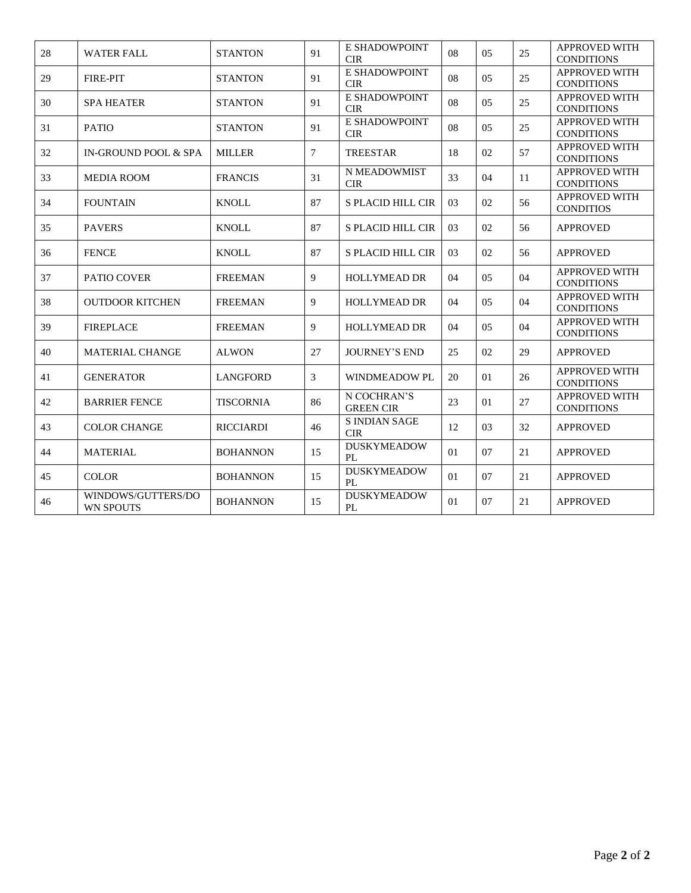| | | | | | | | | |
|---|---|---|---|---|---|---|---|---|
| 28 | WATER FALL | STANTON | 91 | E SHADOWPOINT CIR | 08 | 05 | 25 | APPROVED WITH CONDITIONS |
| 29 | FIRE-PIT | STANTON | 91 | E SHADOWPOINT CIR | 08 | 05 | 25 | APPROVED WITH CONDITIONS |
| 30 | SPA HEATER | STANTON | 91 | E SHADOWPOINT CIR | 08 | 05 | 25 | APPROVED WITH CONDITIONS |
| 31 | PATIO | STANTON | 91 | E SHADOWPOINT CIR | 08 | 05 | 25 | APPROVED WITH CONDITIONS |
| 32 | IN-GROUND POOL & SPA | MILLER | 7 | TREESTAR | 18 | 02 | 57 | APPROVED WITH CONDITIONS |
| 33 | MEDIA ROOM | FRANCIS | 31 | N MEADOWMIST CIR | 33 | 04 | 11 | APPROVED WITH CONDITIONS |
| 34 | FOUNTAIN | KNOLL | 87 | S PLACID HILL CIR | 03 | 02 | 56 | APPROVED WITH CONDITIOS |
| 35 | PAVERS | KNOLL | 87 | S PLACID HILL CIR | 03 | 02 | 56 | APPROVED |
| 36 | FENCE | KNOLL | 87 | S PLACID HILL CIR | 03 | 02 | 56 | APPROVED |
| 37 | PATIO COVER | FREEMAN | 9 | HOLLYMEAD DR | 04 | 05 | 04 | APPROVED WITH CONDITIONS |
| 38 | OUTDOOR KITCHEN | FREEMAN | 9 | HOLLYMEAD DR | 04 | 05 | 04 | APPROVED WITH CONDITIONS |
| 39 | FIREPLACE | FREEMAN | 9 | HOLLYMEAD DR | 04 | 05 | 04 | APPROVED WITH CONDITIONS |
| 40 | MATERIAL CHANGE | ALWON | 27 | JOURNEY'S END | 25 | 02 | 29 | APPROVED |
| 41 | GENERATOR | LANGFORD | 3 | WINDMEADOW PL | 20 | 01 | 26 | APPROVED WITH CONDITIONS |
| 42 | BARRIER FENCE | TISCORNIA | 86 | N COCHRAN'S GREEN CIR | 23 | 01 | 27 | APPROVED WITH CONDITIONS |
| 43 | COLOR CHANGE | RICCIARDI | 46 | S INDIAN SAGE CIR | 12 | 03 | 32 | APPROVED |
| 44 | MATERIAL | BOHANNON | 15 | DUSKYMEADOW PL | 01 | 07 | 21 | APPROVED |
| 45 | COLOR | BOHANNON | 15 | DUSKYMEADOW PL | 01 | 07 | 21 | APPROVED |
| 46 | WINDOWS/GUTTERS/DOWN SPOUTS | BOHANNON | 15 | DUSKYMEADOW PL | 01 | 07 | 21 | APPROVED |